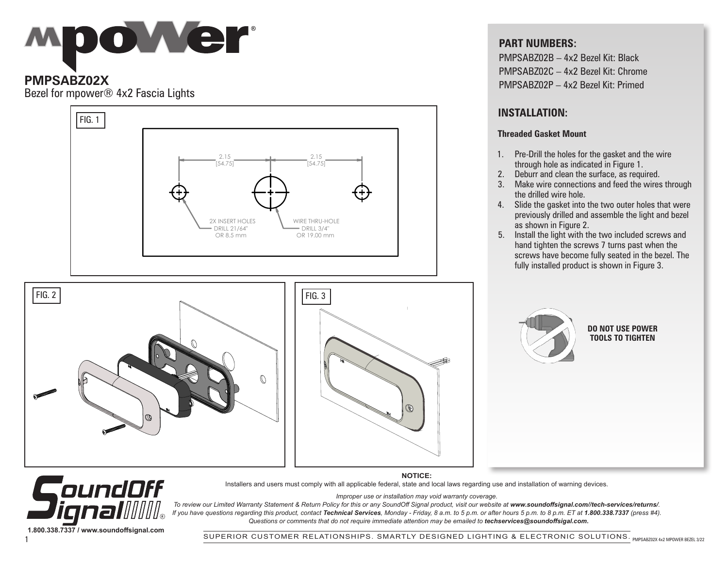# mpower®

## PMPSABZ02X

Bezel for mpower® 4x2 Fascia Lights

FIG. 1

2.15 [54.75] 2.15 [54.75]

2X INSERT HOLES DRILL 21/64" OR 8.5 mm

WIRE THRU-HOLE DRILL 3/4" OR 19.00 mm

FIG. 2

FIG. 3

## PART NUMBERS:

PMPSABZ02B – 4x2 Bezel Kit: Black
PMPSABZ02C – 4x2 Bezel Kit: Chrome
PMPSABZ02P – 4x2 Bezel Kit: Primed

## INSTALLATION:

### Threaded Gasket Mount

1. Pre-Drill the holes for the gasket and the wire through hole as indicated in Figure 1.
2. Deburr and clean the surface, as required.
3. Make wire connections and feed the wires through the drilled wire hole.
4. Slide the gasket into the two outer holes that were previously drilled and assemble the light and bezel as shown in Figure 2.
5. Install the light with the two included screws and hand tighten the screws 7 turns past when the screws have become fully seated in the bezel. The fully installed product is shown in Figure 3.

**DO NOT USE POWER TOOLS TO TIGHTEN**

SoundOff Signal®

**1.800.338.7337 / www.soundoffsignal.com**

**NOTICE:**

Installers and users must comply with all applicable federal, state and local laws regarding use and installation of warning devices.

*Improper use or installation may void warranty coverage.*

*To review our Limited Warranty Statement & Return Policy for this or any SoundOff Signal product, visit our website at **www.soundoffsignal.com//tech-services/returns/**.*

*If you have questions regarding this product, contact **Technical Services**, Monday - Friday, 8 a.m. to 5 p.m. or after hours 5 p.m. to 8 p.m. ET at **1.800.338.7337** (press #4).*

*Questions or comments that do not require immediate attention may be emailed to **techservices@soundoffsigal.com**.*

SUPERIOR CUSTOMER RELATIONSHIPS. SMARTLY DESIGNED LIGHTING & ELECTRONIC SOLUTIONS.

PMPSABZ02X 4x2 MPOWER BEZEL 3/22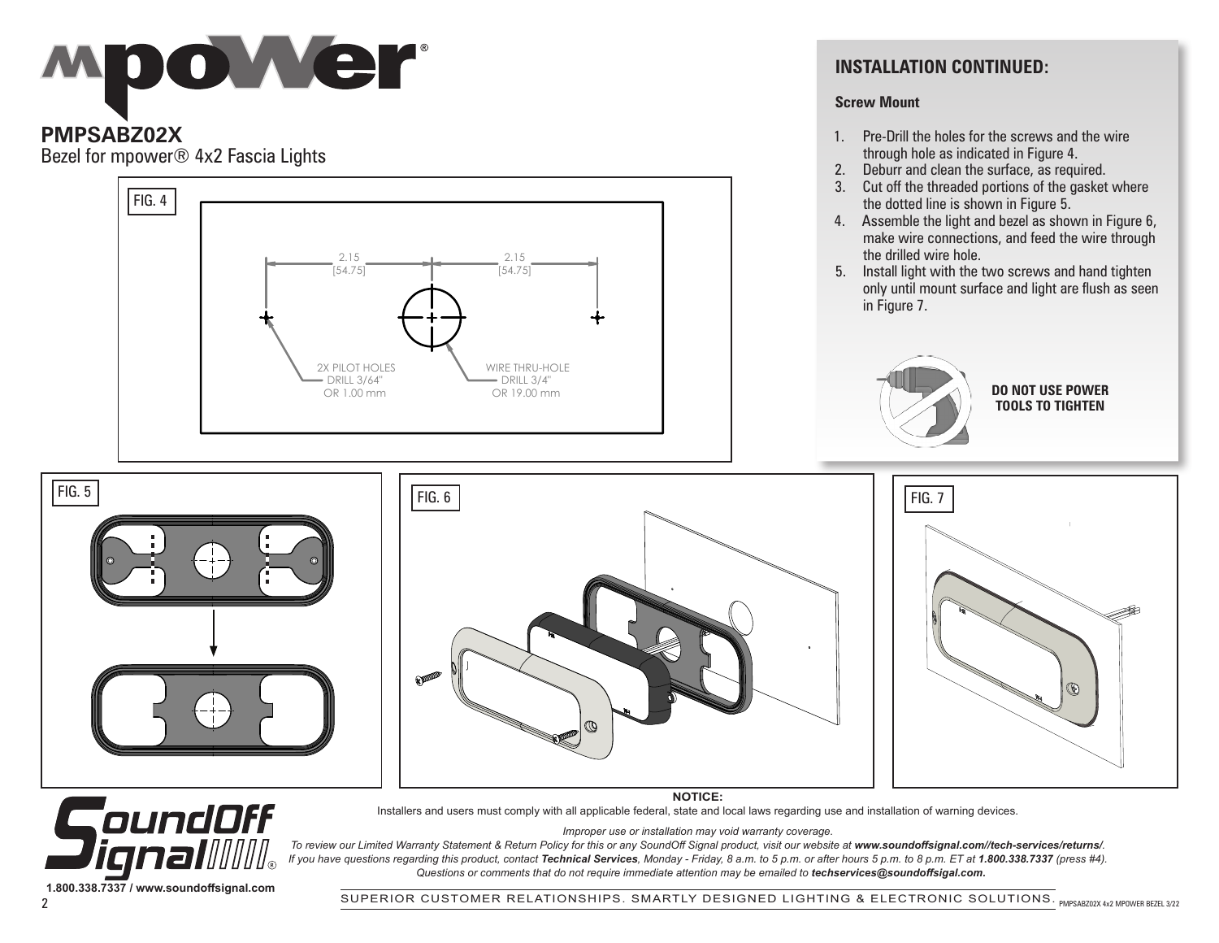# PMPSABZ02X

Bezel for mpower® 4x2 Fascia Lights

FIG. 4

2.15
[54.75]

2.15
[54.75]

2X PILOT HOLES
DRILL 3/64"
OR 1.00 mm

WIRE THRU-HOLE
DRILL 3/4"
OR 19.00 mm

## INSTALLATION CONTINUED:

### Screw Mount

1. Pre-Drill the holes for the screws and the wire through hole as indicated in Figure 4.
2. Deburr and clean the surface, as required.
3. Cut off the threaded portions of the gasket where the dotted line is shown in Figure 5.
4. Assemble the light and bezel as shown in Figure 6, make wire connections, and feed the wire through the drilled wire hole.
5. Install light with the two screws and hand tighten only until mount surface and light are flush as seen in Figure 7.

**DO NOT USE POWER TOOLS TO TIGHTEN**

FIG. 5

FIG. 6

FIG. 7

**NOTICE:**

Installers and users must comply with all applicable federal, state and local laws regarding use and installation of warning devices.

*Improper use or installation may void warranty coverage.*

*To review our Limited Warranty Statement & Return Policy for this or any SoundOff Signal product, visit our website at **www.soundoffsignal.com//tech-services/returns/**.*
*If you have questions regarding this product, contact **Technical Services**, Monday - Friday, 8 a.m. to 5 p.m. or after hours 5 p.m. to 8 p.m. ET at **1.800.338.7337** (press #4).*
*Questions or comments that do not require immediate attention may be emailed to **techservices@soundoffsigal.com**.*

**1.800.338.7337 / www.soundoffsignal.com**

SUPERIOR CUSTOMER RELATIONSHIPS. SMARTLY DESIGNED LIGHTING & ELECTRONIC SOLUTIONS.

PMPSABZ02X 4x2 MPOWER BEZEL 3/22